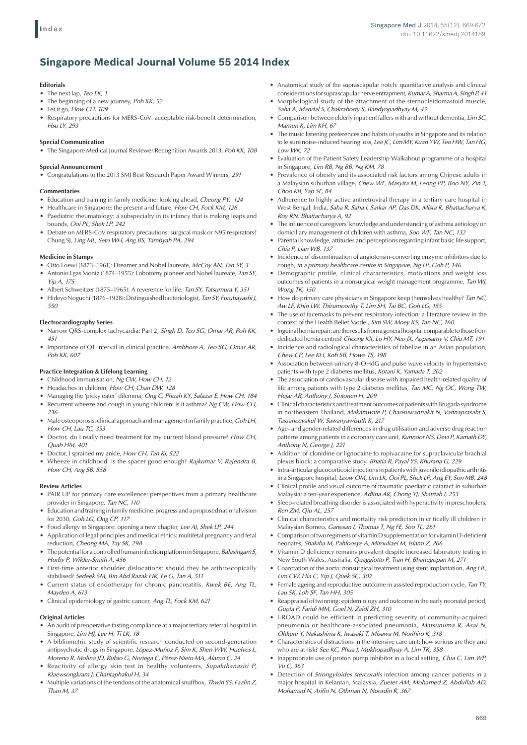# Singapore Medical Journal Volume 55 2014 Index

### Editorials

- The next lap, *Teo EK, 1*
- The beginning of a new journey, *Poh KK, 52*
- Let it go, *How CH, 109*
- Respiratory precautions for MERS-CoV: acceptable risk-benefit determination, *Hsu LY, 293*

### Special Communication

- The Singapore Medical Journal Reviewer Recognition Awards 2013, *Poh KK, 108*

### Special Announcement

- Congratulations to the 2013 SMJ Best Research Paper Award Winners, *291*

### Commentaries

- Education and training in family medicine: looking ahead, *Cheong PY, 124*
- Healthcare in Singapore: the present and future, *How CH, Fock KM, 126*
- Paediatric rheumatology: a subspecialty in its infancy that is making leaps and bounds, *Ooi PL, Shek LP, 242*
- Debate on MERS-CoV respiratory precautions: surgical mask or N95 respirators? Chung SJ, *Ling ML, Seto WH, Ang BS, Tambyah PA, 294*

### Medicine in Stamps

- Otto Loewi (1873–1961): Dreamer and Nobel laureate, *McCoy AN, Tan SY, 3*
- Antonio Egas Moniz (1874–1955): Lobotomy pioneer and Nobel laureate, *Tan SY, Yip A, 175*
- Albert Schweitzer (1875–1965): A reverence for life, *Tan SY, Tatsumura Y, 351*
- Hideyo Noguchi (1876–1928): Distinguished bacteriologist, *Tan SY, Furubayashi J, 550*

### Electrocardiography Series

- Narrow QRS-complex tachycardia: Part 2, *Singh D, Teo SG, Omar AR, Poh KK, 451*
- Importance of QT interval in clinical practice, *Ambhore A, Teo SG, Omar AR, Poh KK, 607*

### Practice Integration & Lifelong Learning

- Childhood immunisation, *Ng CW, How CH, 12*
- Headaches in children, *How CH, Chan DW, 128*
- Managing the 'picky eater' dilemma, *Ong C, Phuah KY, Salazar E, How CH, 184*
- Recurrent wheeze and cough in young children: is it asthma? *Ng CW, How CH, 236*
- Male osteoporosis: clinical approach and management in family practice, *Goh LH, How CH, Lau TC, 353*
- Doctor, do I really need treatment for my current blood pressure? *How CH, Quah HM, 401*
- Doctor, I sprained my ankle, *How CH, Tan KJ, 522*
- Wheeze in childhood: is the spacer good enough? *Rajkumar V, Rajendra B, How CH, Ang SB, 558*

### Review Articles

- PAIR UP for primary care excellence: perspectives from a primary healthcare provider in Singapore, *Tan NC, 110*
- Education and training in family medicine: progress and a proposed national vision for 2030, *Goh LG, Ong CP, 117*
- Food allergy in Singapore: opening a new chapter, *Lee AJ, Shek LP, 244*
- Application of legal principles and medical ethics: multifetal pregnancy and fetal reduction, *Cheong MA, Tay SK, 298*
- The potential for a controlled human infection platform in Singapore, *Balasingam S, Horby P, Wilder-Smith A, 456*
- First-time anterior shoulder dislocations: should they be arthroscopically stabilised? *Sedeek SM, Bin Abd Razak HR, Ee G, Tan A, 511*
- Current status of endotherapy for chronic pancreatitis, *Kwek BE, Ang TL, Maydeo A, 613*
- Clinical epidemiology of gastric cancer, *Ang TL, Fock KM, 621*

### Original Articles

- An audit of preoperative fasting compliance at a major tertiary referral hospital in Singapore, *Lim HJ, Lee H, Ti LK, 18*
- A bibliometric study of scientific research conducted on second-generation antipsychotic drugs in Singapore, *López-Muñoz F, Sim K, Shen WW, Huelves L, Moreno R, Molina JD, Rubio G, Noriega C, Pérez-Nieto MA, Álamo C, 24*
- Reactivity of allergy skin test in healthy volunteers, *Supakthanasiri P, Klaewsongkram J, Chantaphakul H, 34*
- Multiple variations of the tendons of the anatomical snuffbox, *Thwin SS, Fazlin Z, Than M, 37*
- Anatomical study of the suprascapular notch: quantitative analysis and clinical considerations for suprascapular nerve entrapment, *Kumar A, Sharma A, Singh P, 41*
- Morphological study of the attachment of the sternocleidomastoid muscle, *Saha A, Mandal S, Chakraborty S, Bandyopadhyay M, 45*
- Comparison between elderly inpatient fallers with and without dementia, *Lim SC, Mamun K, Lim KH, 67*
- The music listening preferences and habits of youths in Singapore and its relation to leisure noise-induced hearing loss, *Lee JC, Lim MY, Kuan YW, Teo HW, Tan HG, Low WK, 72*
- Evaluation of the Patient Safety Leadership Walkabout programme of a hospital in Singapore, *Lim RB, Ng BB, Ng KM, 78*
- Prevalence of obesity and its associated risk factors among Chinese adults in a Malaysian suburban village, *Chew WF, Masyita M, Leong PP, Boo NY, Zin T, Choo KB, Yap SF, 84*
- Adherence to highly active antiretroviral therapy in a tertiary care hospital in West Bengal, India, *Saha R, Saha I, Sarkar AP, Das DK, Misra R, Bhattacharya K, Roy RN, Bhattacharya A, 92*
- The influence of caregivers' knowledge and understanding of asthma aetiology on domiciliary management of children with asthma, *Soo WF, Tan NC, 132*
- Parental knowledge, attitudes and perceptions regarding infant basic life support, *Chia P, Lian WB, 137*
- Incidence of discontinuation of angiotensin-converting enzyme inhibitors due to cough, *in a primary healthcare centre in Singapore, Ng LP, Goh P, 146*
- Demographic profile, clinical characteristics, motivations and weight loss outcomes of patients in a nonsurgical weight management programme, *Tan WJ, Wong TK, 150*
- How do primary care physicians in Singapore keep themselves healthy? *Tan NC, Aw LF, Khin LW, Thirumoorthy T, Lim SH, Tai BC, Goh LG, 155*
- The use of facemasks to prevent respiratory infection: a literature review in the context of the Health Belief Model, *Sim SW, Moey KS, Tan NC, 160*
- Inguinal hernia repair: are the results from a general hospital comparable to those from dedicated hernia centres? *Cheong KX, Lo HY, Neo JX, Appasamy V, Chiu MT, 191*
- Incidence and radiological characteristics of fabellae in an Asian population, *Chew CP, Lee KH, Koh SB, Howe TS, 198*
- Association between urinary 8-OHdG and pulse wave velocity in hypertensive patients with type 2 diabetes mellitus, *Kotani K, Yamada T, 202*
- The association of cardiovascular disease with impaired health-related quality of life among patients with type 2 diabetes mellitus, *Tan MC, Ng OC, Wong TW, Hejar AR, Anthony J, Sintonen H, 209*
- Clinical characteristics and treatment outcomes of patients with Brugada syndrome in northeastern Thailand, *Makarawate P, Chaosuwannakit N, Vannaprasaht S, Tassaneeyakul W, Sawanyawisuth K, 217*
- Age- and gender-related differences in drug utilisation and adverse drug reaction patterns among patients in a coronary care unit, *Kunnoor NS, Devi P, Kamath DY, Anthony N, George J, 221*
- Addition of clonidine or lignocaine to ropivacaine for supraclavicular brachial plexus block: a comparative study, *Bhatia R, Payal YS, Khurana G, 229*
- Intra-articular glucocorticoid injections in patients with juvenile idiopathic arthritis in a Singapore hospital, *Leow OM, Lim LK, Ooi PL, Shek LP, Ang EY, Son MB, 248*
- Clinical profile and visual outcome of traumatic paediatric cataract in suburban Malaysia: a ten-year experience, *Adlina AR, Chong YJ, Shatriah I, 253*
- Sleep-related breathing disorder is associated with hyperactivity in preschoolers, *Ren ZM, Qiu AL, 257*
- Clinical characteristics and mortality risk prediction in critically ill children in Malaysian Borneo, *Ganesan I, Thomas T, Ng FE, Soo TL, 261*
- Comparison of two regimens of vitamin D supplementation for vitamin D-deficient neonates, *Shakiba M, Pahloosye A, Mirouliaei M, Islami Z, 266*
- Vitamin D deficiency remains prevalent despite increased laboratory testing in New South Wales, Australia, *Quaggiotto P, Tran H, Bhanugopan M, 271*
- Coarctation of the aorta: nonsurgical treatment using stent implantation, *Ang HL, Lim CW, Hia C, Yip J, Quek SC, 302*
- Female ageing and reproductive outcome in assisted reproduction cycle, *Tan TY, Lau SK, Loh SF, Tan HH, 305*
- Reappraisal of twinning: epidemiology and outcome in the early neonatal period, *Gupta P, Faridi MM, Goel N, Zaidi ZH, 310*
- I-ROAD could be efficient in predicting severity of community-acquired pneumonia or healthcare-associated pneumonia, *Matsunuma R, Asai N, Ohkuni Y, Nakashima K, Iwasaki T, Misawa M, Norihiro K, 318*
- Characteristics of distractions in the intensive care unit: how serious are they and who are at risk? *See KC, Phua J, Mukhopadhyay A, Lim TK, 358*
- Inappropriate use of proton pump inhibitor in a local setting, *Chia C, Lim WP, Vu C, 363*
- Detection of *Strongyloides stercoralis* infection among cancer patients in a major hospital in Kelantan, Malaysia, *Zueter AM, Mohamed Z, Abdullah AD, Mohamad N, Arifin N, Othman N, Noordin R, 367*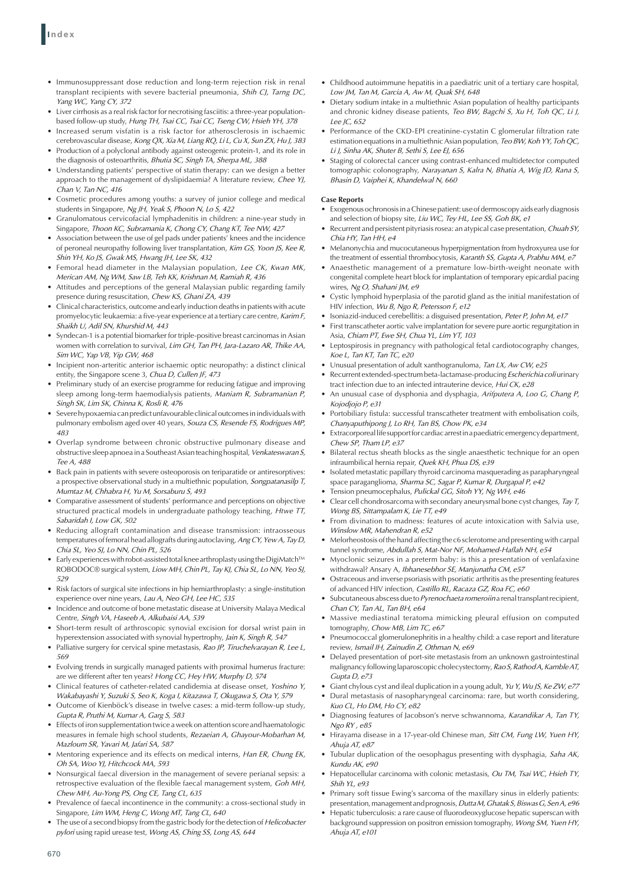- Immunosuppressant dose reduction and long-term rejection risk in renal transplant recipients with severe bacterial pneumonia, *Shih CJ, Tarng DC, Yang WC, Yang CY, 372*
- Liver cirrhosis as a real risk factor for necrotising fasciitis: a three-year population-based follow-up study, *Hung TH, Tsai CC, Tsai CC, Tseng CW, Hsieh YH, 378*
- Increased serum visfatin is a risk factor for atherosclerosis in ischaemic cerebrovascular disease, *Kong QX, Xia M, Liang RQ, Li L, Cu X, Sun ZX, Hu J, 383*
- Production of a polyclonal antibody against osteogenic protein-1, and its role in the diagnosis of osteoarthritis, *Bhutia SC, Singh TA, Sherpa ML, 388*
- Understanding patients' perspective of statin therapy: can we design a better approach to the management of dyslipidaemia? A literature review, *Chee YJ, Chan V, Tan NC, 416*
- Cosmetic procedures among youths: a survey of junior college and medical students in Singapore, *Ng JH, Yeak S, Phoon N, Lo S, 422*
- Granulomatous cervicofacial lymphadenitis in children: a nine-year study in Singapore, *Thoon KC, Subramania K, Chong CY, Chang KT, Tee NW, 427*
- Association between the use of gel pads under patients' knees and the incidence of peroneal neuropathy following liver transplantation, *Kim GS, Yoon JS, Kee R, Shin YH, Ko JS, Gwak MS, Hwang JH, Lee SK, 432*
- Femoral head diameter in the Malaysian population, *Lee CK, Kwan MK, Merican AM, Ng WM, Saw LB, Teh KK, Krishnan M, Ramiah R, 436*
- Attitudes and perceptions of the general Malaysian public regarding family presence during resuscitation, *Chew KS, Ghani ZA, 439*
- Clinical characteristics, outcome and early induction deaths in patients with acute promyelocytic leukaemia: a five-year experience at a tertiary care centre, *Karim F, Shaikh U, Adil SN, Khurshid M, 443*
- Syndecan-1 is a potential biomarker for triple-positive breast carcinomas in Asian women with correlation to survival, *Lim GH, Tan PH, Jara-Lazaro AR, Thike AA, Sim WC, Yap VB, Yip GW, 468*
- Incipient non-arteritic anterior ischaemic optic neuropathy: a distinct clinical entity, the Singapore scene 3, *Chua D, Cullen JF, 473*
- Preliminary study of an exercise programme for reducing fatigue and improving sleep among long-term haemodialysis patients, *Maniam R, Subramanian P, Singh SK, Lim SK, Chinna K, Rosli R, 476*
- Severe hypoxaemia can predict unfavourable clinical outcomes in individuals with pulmonary embolism aged over 40 years, *Souza CS, Resende FS, Rodrigues MP, 483*
- Overlap syndrome between chronic obstructive pulmonary disease and obstructive sleep apnoea in a Southeast Asian teaching hospital, *Venkateswaran S, Tee A, 488*
- Back pain in patients with severe osteoporosis on teriparatide or antiresorptives: a prospective observational study in a multiethnic population, *Songpatanasilp T, Mumtaz M, Chhabra H, Yu M, Sorsaburu S, 493*
- Comparative assessment of students' performance and perceptions on objective structured practical models in undergraduate pathology teaching, *Htwe TT, Sabaridah I, Low GK, 502*
- Reducing allograft contamination and disease transmission: intraosseous temperatures of femoral head allografts during autoclaving, *Ang CY, Yew A, Tay D, Chia SL, Yeo SJ, Lo NN, Chin PL, 526*
- Early experiences with robot-assisted total knee arthroplasty using the DigiMatch™ ROBODOC® surgical system, *Liow MH, Chin PL, Tay KJ, Chia SL, Lo NN, Yeo SJ, 529*
- Risk factors of surgical site infections in hip hemiarthroplasty: a single-institution experience over nine years, *Lau A, Neo GH, Lee HC, 535*
- Incidence and outcome of bone metastatic disease at University Malaya Medical Centre, *Singh VA, Haseeb A, Alkubaisi AA, 539*
- Short-term result of arthroscopic synovial excision for dorsal wrist pain in hyperextension associated with synovial hypertrophy, *Jain K, Singh R, 547*
- Palliative surgery for cervical spine metastasis, *Rao JP, Tiruchelvarayan R, Lee L, 569*
- Evolving trends in surgically managed patients with proximal humerus fracture: are we different after ten years? *Hong CC, Hey HW, Murphy D, 574*
- Clinical features of catheter-related candidemia at disease onset, *Yoshino Y, Wakabayashi Y, Suzuki S, Seo K, Koga I, Kitazawa T, Okugawa S, Ota Y, 579*
- Outcome of Kienböck's disease in twelve cases: a mid-term follow-up study, *Gupta R, Pruthi M, Kumar A, Garg S, 583*
- Effects of iron supplementation twice a week on attention score and haematologic measures in female high school students, *Rezaeian A, Ghayour-Mobarhan M, Mazloum SR, Yavari M, Jafari SA, 587*
- Mentoring experience and its effects on medical interns, *Han ER, Chung EK, Oh SA, Woo YJ, Hitchcock MA, 593*
- Nonsurgical faecal diversion in the management of severe perianal sepsis: a retrospective evaluation of the flexible faecal management system, *Goh MH, Chew MH, Au-Yong PS, Ong CE, Tang CL, 635*
- Prevalence of faecal incontinence in the community: a cross-sectional study in Singapore, *Lim WM, Heng C, Wong MT, Tang CL, 640*
- The use of a second biopsy from the gastric body for the detection of *Helicobacter pylori* using rapid urease test, *Wong AS, Ching SS, Long AS, 644*
- Childhood autoimmune hepatitis in a paediatric unit of a tertiary care hospital, *Low JM, Tan M, Garcia A, Aw M, Quak SH, 648*
- Dietary sodium intake in a multiethnic Asian population of healthy participants and chronic kidney disease patients, *Teo BW, Bagchi S, Xu H, Toh QC, Li J, Lee JC, 652*
- Performance of the CKD-EPI creatinine-cystatin C glomerular filtration rate estimation equations in a multiethnic Asian population, *Teo BW, Koh YY, Toh QC, Li J, Sinha AK, Shuter B, Sethi S, Lee EJ, 656*
- Staging of colorectal cancer using contrast-enhanced multidetector computed tomographic colonography, *Narayanan S, Kalra N, Bhatia A, Wig JD, Rana S, Bhasin D, Vaiphei K, Khandelwal N, 660*

**Case Reports**

- Exogenous ochronosis in a Chinese patient: use of dermoscopy aids early diagnosis and selection of biopsy site, *Liu WC, Tey HL, Lee SS, Goh BK, e1*
- Recurrent and persistent pityriasis rosea: an atypical case presentation, *Chuah SY, Chia HY, Tan HH, e4*
- Melanonychia and mucocutaneous hyperpigmentation from hydroxyurea use for the treatment of essential thrombocytosis, *Karanth SS, Gupta A, Prabhu MM, e7*
- Anaesthetic management of a premature low-birth-weight neonate with congenital complete heart block for implantation of temporary epicardial pacing wires, *Ng O, Shahani JM, e9*
- Cystic lymphoid hyperplasia of the parotid gland as the initial manifestation of HIV infection, *Wu B, Ngo R, Petersson F, e12*
- Isoniazid-induced cerebellitis: a disguised presentation, *Peter P, John M, e17*
- First transcatheter aortic valve implantation for severe pure aortic regurgitation in Asia, *Chiam PT, Ewe SH, Chua YL, Lim YT, 103*
- Leptospirosis in pregnancy with pathological fetal cardiotocography changes, *Koe L, Tan KT, Tan TC, e20*
- Unusual presentation of adult xanthogranuloma, *Tan LX, Aw CW, e25*
- Recurrent extended-spectrum beta-lactamase-producing *Escherichia coli* urinary tract infection due to an infected intrauterine device, *Hui CK, e28*
- An unusual case of dysphonia and dysphagia, *Arifputera A, Loo G, Chang P, Kojodjojo P, e31*
- Portobiliary fistula: successful transcatheter treatment with embolisation coils, *Chanyaputhipong J, Lo RH, Tan BS, Chow PK, e34*
- Extracorporeal life support for cardiac arrest in a paediatric emergency department, *Chew SP, Tham LP, e37*
- Bilateral rectus sheath blocks as the single anaesthetic technique for an open infraumbilical hernia repair, *Quek KH, Phua DS, e39*
- Isolated metastatic papillary thyroid carcinoma masquerading as parapharyngeal space paraganglioma, *Sharma SC, Sagar P, Kumar R, Durgapal P, e42*
- Tension pneumocephalus, *Pulickal GG, Sitoh YY, Ng WH, e46*
- Clear cell chondrosarcoma with secondary aneurysmal bone cyst changes, *Tay T, Wong BS, Sittampalam K, Lie TT, e49*
- From divination to madness: features of acute intoxication with Salvia use, *Winslow MR, Mahendran R, e52*
- Melorheostosis of the hand affecting the c6 sclerotome and presenting with carpal tunnel syndrome, *Abdullah S, Mat-Nor NF, Mohamed-Haflah NH, e54*
- Myoclonic seizures in a preterm baby: is this a presentation of venlafaxine withdrawal? Ansary A, *Ibhanesebhor SE, Manjunatha CM, e57*
- Ostraceous and inverse psoriasis with psoriatic arthritis as the presenting features of advanced HIV infection, *Castillo RL, Racaza GZ, Roa FC, e60*
- Subcutaneous abscess due to *Pyrenochaeta romeroi* in a renal transplant recipient, *Chan CY, Tan AL, Tan BH, e64*
- Massive mediastinal teratoma mimicking pleural effusion on computed tomography, *Chow MB, Lim TC, e67*
- Pneumococcal glomerulonephritis in a healthy child: a case report and literature review, *Ismail IH, Zainudin Z, Othman N, e69*
- Delayed presentation of port-site metastasis from an unknown gastrointestinal malignancy following laparoscopic cholecystectomy, *Rao S, Rathod A, Kamble AT, Gupta D, e73*
- Giant chylous cyst and ileal duplication in a young adult, *Yu Y, Wu JS, Ke ZW, e77*
- Dural metastasis of nasopharyngeal carcinoma: rare, but worth considering, *Kuo CL, Ho DM, Ho CY, e82*
- Diagnosing features of Jacobson's nerve schwannoma, *Karandikar A, Tan TY, Ngo RY , e85*
- Hirayama disease in a 17-year-old Chinese man, *Sitt CM, Fung LW, Yuen HY, Ahuja AT, e87*
- Tubular duplication of the oesophagus presenting with dysphagia, *Saha AK, Kundu AK, e90*
- Hepatocellular carcinoma with colonic metastasis, *Ou TM, Tsai WC, Hsieh TY, Shih YL, e93*
- Primary soft tissue Ewing's sarcoma of the maxillary sinus in elderly patients: presentation, management and prognosis, *Dutta M, Ghatak S, Biswas G, Sen A, e96*
- Hepatic tuberculosis: a rare cause of fluorodeoxyglucose hepatic superscan with background suppression on positron emission tomography, *Wong SM, Yuen HY, Ahuja AT, e101*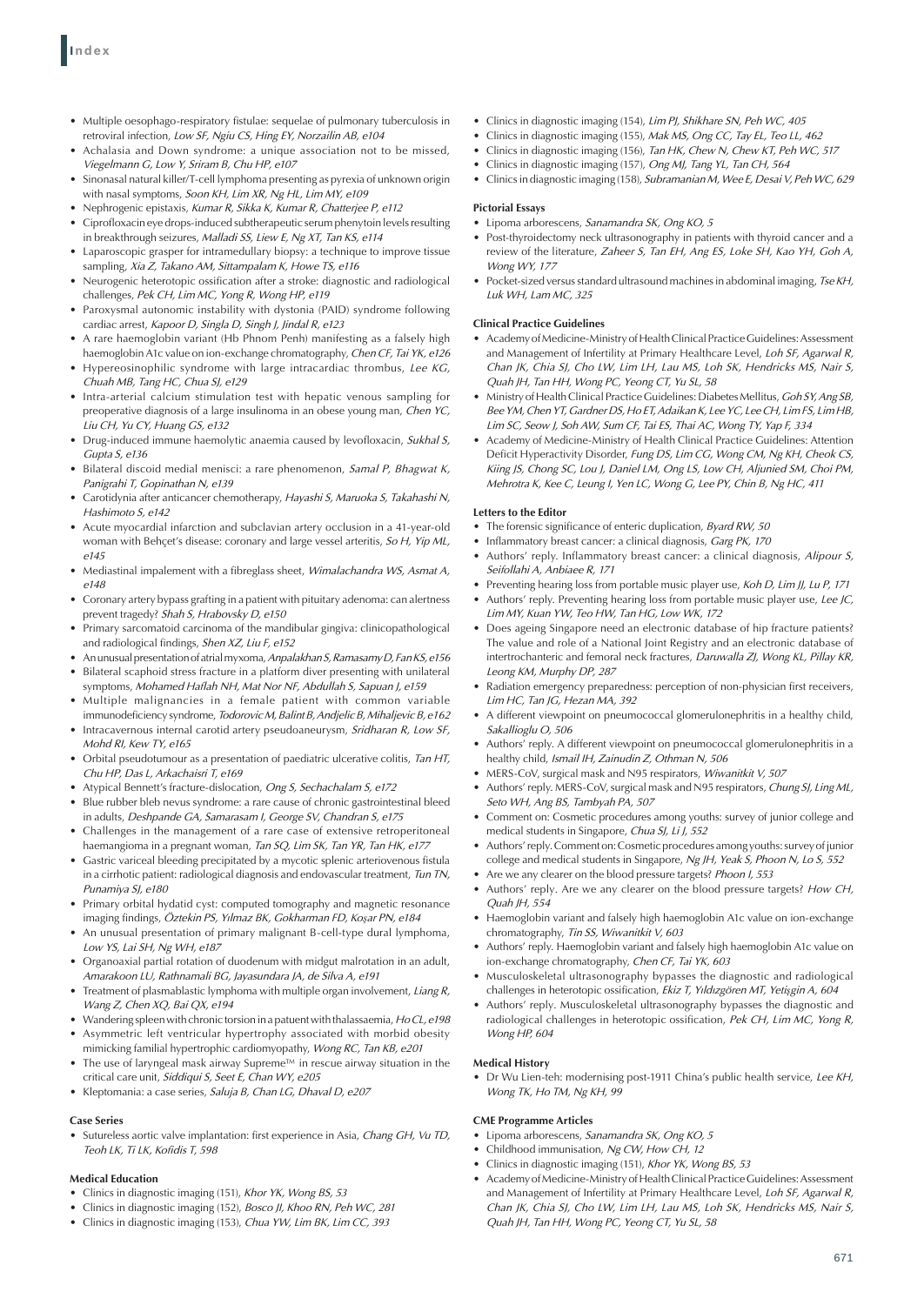- Multiple oesophago-respiratory fistulae: sequelae of pulmonary tuberculosis in retroviral infection, *Low SF, Ngiu CS, Hing EY, Norzailin AB, e104*
- Achalasia and Down syndrome: a unique association not to be missed, *Viegelmann G, Low Y, Sriram B, Chu HP, e107*
- Sinonasal natural killer/T-cell lymphoma presenting as pyrexia of unknown origin with nasal symptoms, *Soon KH, Lim XR, Ng HL, Lim MY, e109*
- Nephrogenic epistaxis, *Kumar R, Sikka K, Kumar R, Chatterjee P, e112*
- Ciprofloxacin eye drops-induced subtherapeutic serum phenytoin levels resulting in breakthrough seizures, *Malladi SS, Liew E, Ng XT, Tan KS, e114*
- Laparoscopic grasper for intramedullary biopsy: a technique to improve tissue sampling, *Xia Z, Takano AM, Sittampalam K, Howe TS, e116*
- Neurogenic heterotopic ossification after a stroke: diagnostic and radiological challenges, *Pek CH, Lim MC, Yong R, Wong HP, e119*
- Paroxysmal autonomic instability with dystonia (PAID) syndrome following cardiac arrest, *Kapoor D, Singla D, Singh J, Jindal R, e123*
- A rare haemoglobin variant (Hb Phnom Penh) manifesting as a falsely high haemoglobin A1c value on ion-exchange chromatography, *Chen CF, Tai YK, e126*
- Hypereosinophilic syndrome with large intracardiac thrombus, *Lee KG, Chuah MB, Tang HC, Chua SJ, e129*
- Intra-arterial calcium stimulation test with hepatic venous sampling for preoperative diagnosis of a large insulinoma in an obese young man, *Chen YC, Liu CH, Yu CY, Huang GS, e132*
- Drug-induced immune haemolytic anaemia caused by levofloxacin, *Sukhal S, Gupta S, e136*
- Bilateral discoid medial menisci: a rare phenomenon, *Samal P, Bhagwat K, Panigrahi T, Gopinathan N, e139*
- Carotidynia after anticancer chemotherapy, *Hayashi S, Maruoka S, Takahashi N, Hashimoto S, e142*
- Acute myocardial infarction and subclavian artery occlusion in a 41-year-old woman with Behçet's disease: coronary and large vessel arteritis, *So H, Yip ML, e145*
- Mediastinal impalement with a fibreglass sheet, *Wimalachandra WS, Asmat A, e148*
- Coronary artery bypass grafting in a patient with pituitary adenoma: can alertness prevent tragedy? *Shah S, Hrabovsky D, e150*
- Primary sarcomatoid carcinoma of the mandibular gingiva: clinicopathological and radiological findings, *Shen XZ, Liu F, e152*
- An unusual presentation of atrial myxoma, *Anpalakhan S, Ramasamy D, Fan KS, e156*
- Bilateral scaphoid stress fracture in a platform diver presenting with unilateral symptoms, *Mohamed Haflah NH, Mat Nor NF, Abdullah S, Sapuan J, e159*
- Multiple malignancies in a female patient with common variable immunodeficiency syndrome, *Todorovic M, Balint B, Andjelic B, Mihaljevic B, e162*
- Intracavernous internal carotid artery pseudoaneurysm, *Sridharan R, Low SF, Mohd RJ, Kew TY, e165*
- Orbital pseudotumour as a presentation of paediatric ulcerative colitis, *Tan HT, Chu HP, Das L, Arkachaisri T, e169*
- Atypical Bennett's fracture-dislocation, *Ong S, Sechachalam S, e172*
- Blue rubber bleb nevus syndrome: a rare cause of chronic gastrointestinal bleed in adults, *Deshpande GA, Samarasam I, George SV, Chandran S, e175*
- Challenges in the management of a rare case of extensive retroperitoneal haemangioma in a pregnant woman, *Tan SQ, Lim SK, Tan YR, Tan HK, e177*
- Gastric variceal bleeding precipitated by a mycotic splenic arteriovenous fistula in a cirrhotic patient: radiological diagnosis and endovascular treatment, *Tun TN, Punamiya SJ, e180*
- Primary orbital hydatid cyst: computed tomography and magnetic resonance imaging findings, *Öztekin PS, Yilmaz BK, Gokharman FD, Koşar PN, e184*
- An unusual presentation of primary malignant B-cell-type dural lymphoma, *Low YS, Lai SH, Ng WH, e187*
- Organoaxial partial rotation of duodenum with midgut malrotation in an adult, *Amarakoon LU, Rathnamali BG, Jayasundara JA, de Silva A, e191*
- Treatment of plasmablastic lymphoma with multiple organ involvement, *Liang R, Wang Z, Chen XQ, Bai QX, e194*
- Wandering spleen with chronic torsion in a patuent with thalassaemia, *Ho CL, e198*
- Asymmetric left ventricular hypertrophy associated with morbid obesity mimicking familial hypertrophic cardiomyopathy, *Wong RC, Tan KB, e201*
- The use of laryngeal mask airway Supreme™ in rescue airway situation in the critical care unit, *Siddiqui S, Seet E, Chan WY, e205*
- Kleptomania: a case series, *Saluja B, Chan LG, Dhaval D, e207*

#### Case Series

- Sutureless aortic valve implantation: first experience in Asia, *Chang GH, Vu TD, Teoh LK, Ti LK, Kofidis T, 598*

#### Medical Education

- Clinics in diagnostic imaging (151), *Khor YK, Wong BS, 53*
- Clinics in diagnostic imaging (152), *Bosco JJ, Khoo RN, Peh WC, 281*
- Clinics in diagnostic imaging (153), *Chua YW, Lim BK, Lim CC, 393*
- Clinics in diagnostic imaging (154), *Lim PJ, Shikhare SN, Peh WC, 405*
- Clinics in diagnostic imaging (155), *Mak MS, Ong CC, Tay EL, Teo LL, 462*
- Clinics in diagnostic imaging (156), *Tan HK, Chew N, Chew KT, Peh WC, 517*
- Clinics in diagnostic imaging (157), *Ong MJ, Tang YL, Tan CH, 564*
- Clinics in diagnostic imaging (158), *Subramanian M, Wee E, Desai V, Peh WC, 629*

#### Pictorial Essays

- Lipoma arborescens, *Sanamandra SK, Ong KO, 5*
- Post-thyroidectomy neck ultrasonography in patients with thyroid cancer and a review of the literature, *Zaheer S, Tan EH, Ang ES, Loke SH, Kao YH, Goh A, Wong WY, 177*
- Pocket-sized versus standard ultrasound machines in abdominal imaging, *Tse KH, Luk WH, Lam MC, 325*

#### Clinical Practice Guidelines

- Academy of Medicine-Ministry of Health Clinical Practice Guidelines: Assessment and Management of Infertility at Primary Healthcare Level, *Loh SF, Agarwal R, Chan JK, Chia SJ, Cho LW, Lim LH, Lau MS, Loh SK, Hendricks MS, Nair S, Quah JH, Tan HH, Wong PC, Yeong CT, Yu SL, 58*
- Ministry of Health Clinical Practice Guidelines: Diabetes Mellitus, *Goh SY, Ang SB, Bee YM, Chen YT, Gardner DS, Ho ET, Adaikan K, Lee YC, Lee CH, Lim FS, Lim HB, Lim SC, Seow J, Soh AW, Sum CF, Tai ES, Thai AC, Wong TY, Yap F, 334*
- Academy of Medicine-Ministry of Health Clinical Practice Guidelines: Attention Deficit Hyperactivity Disorder, *Fung DS, Lim CG, Wong CM, Ng KH, Cheok CS, Kiing JS, Chong SC, Lou J, Daniel LM, Ong LS, Low CH, Aljunied SM, Choi PM, Mehrotra K, Kee C, Leung I, Yen LC, Wong G, Lee PY, Chin B, Ng HC, 411*

#### Letters to the Editor

- The forensic significance of enteric duplication, *Byard RW, 50*
- Inflammatory breast cancer: a clinical diagnosis, *Garg PK, 170*
- Authors' reply. Inflammatory breast cancer: a clinical diagnosis, *Alipour S, Seifollahi A, Anbiaee R, 171*
- Preventing hearing loss from portable music player use, *Koh D, Lim JJ, Lu P, 171*
- Authors' reply. Preventing hearing loss from portable music player use, *Lee JC, Lim MY, Kuan YW, Teo HW, Tan HG, Low WK, 172*
- Does ageing Singapore need an electronic database of hip fracture patients? The value and role of a National Joint Registry and an electronic database of intertrochanteric and femoral neck fractures, *Daruwalla ZJ, Wong KL, Pillay KR, Leong KM, Murphy DP, 287*
- Radiation emergency preparedness: perception of non-physician first receivers, *Lim HC, Tan JG, Hezan MA, 392*
- A different viewpoint on pneumococcal glomerulonephritis in a healthy child, *Sakallioglu O, 506*
- Authors' reply. A different viewpoint on pneumococcal glomerulonephritis in a healthy child, *Ismail IH, Zainudin Z, Othman N, 506*
- MERS-CoV, surgical mask and N95 respirators, *Wiwanitkit V, 507*
- Authors' reply. MERS-CoV, surgical mask and N95 respirators, *Chung SJ, Ling ML, Seto WH, Ang BS, Tambyah PA, 507*
- Comment on: Cosmetic procedures among youths: survey of junior college and medical students in Singapore, *Chua SJ, Li J, 552*
- Authors' reply. Comment on: Cosmetic procedures among youths: survey of junior college and medical students in Singapore, *Ng JH, Yeak S, Phoon N, Lo S, 552*
- Are we any clearer on the blood pressure targets? *Phoon I, 553*
- Authors' reply. Are we any clearer on the blood pressure targets? *How CH, Quah JH, 554*
- Haemoglobin variant and falsely high haemoglobin A1c value on ion-exchange chromatography, *Tin SS, Wiwanitkit V, 603*
- Authors' reply. Haemoglobin variant and falsely high haemoglobin A1c value on ion-exchange chromatography, *Chen CF, Tai YK, 603*
- Musculoskeletal ultrasonography bypasses the diagnostic and radiological challenges in heterotopic ossification, *Ekiz T, Yıldızgören MT, Yetişgin A, 604*
- Authors' reply. Musculoskeletal ultrasonography bypasses the diagnostic and radiological challenges in heterotopic ossification, *Pek CH, Lim MC, Yong R, Wong HP, 604*

#### Medical History

- Dr Wu Lien-teh: modernising post-1911 China's public health service, *Lee KH, Wong TK, Ho TM, Ng KH, 99*

#### CME Programme Articles

- Lipoma arborescens, *Sanamandra SK, Ong KO, 5*
- Childhood immunisation, *Ng CW, How CH, 12*
- Clinics in diagnostic imaging (151), *Khor YK, Wong BS, 53*
- Academy of Medicine-Ministry of Health Clinical Practice Guidelines: Assessment and Management of Infertility at Primary Healthcare Level, *Loh SF, Agarwal R, Chan JK, Chia SJ, Cho LW, Lim LH, Lau MS, Loh SK, Hendricks MS, Nair S, Quah JH, Tan HH, Wong PC, Yeong CT, Yu SL, 58*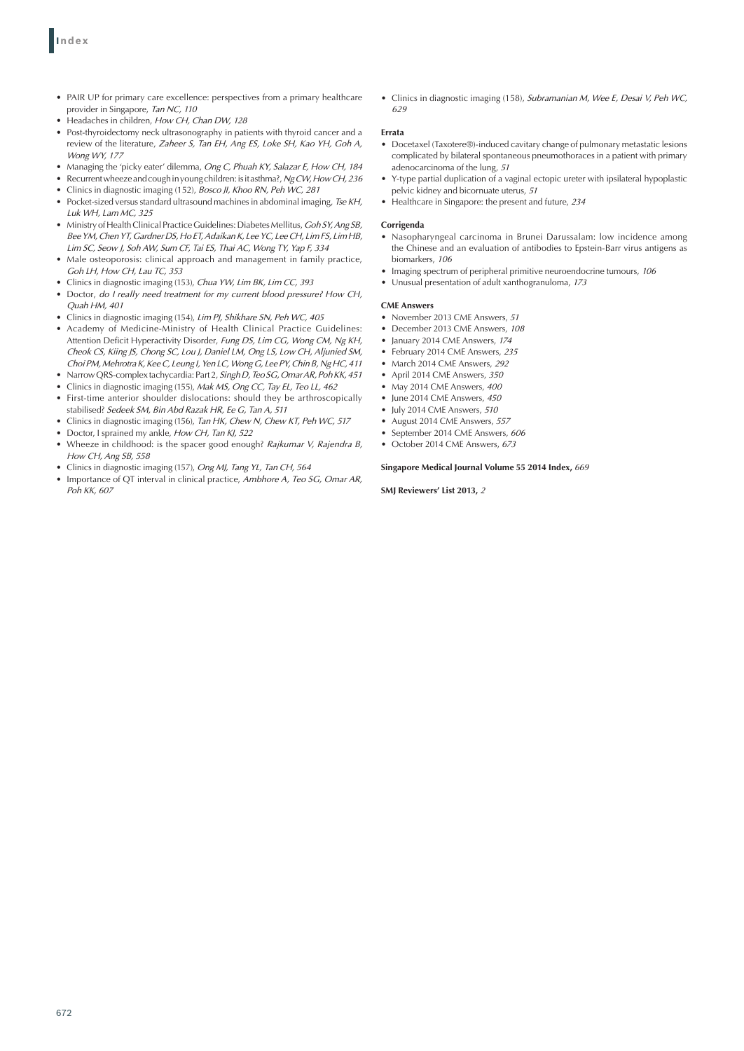- PAIR UP for primary care excellence: perspectives from a primary healthcare provider in Singapore, *Tan NC, 110*
- Headaches in children, *How CH, Chan DW, 128*
- Post-thyroidectomy neck ultrasonography in patients with thyroid cancer and a review of the literature, *Zaheer S, Tan EH, Ang ES, Loke SH, Kao YH, Goh A, Wong WY, 177*
- Managing the 'picky eater' dilemma, *Ong C, Phuah KY, Salazar E, How CH, 184*
- Recurrent wheeze and cough in young children: is it asthma?, *Ng CW, How CH, 236*
- Clinics in diagnostic imaging (152), *Bosco JI, Khoo RN, Peh WC, 281*
- Pocket-sized versus standard ultrasound machines in abdominal imaging, *Tse KH, Luk WH, Lam MC, 325*
- Ministry of Health Clinical Practice Guidelines: Diabetes Mellitus, *Goh SY, Ang SB, Bee YM, Chen YT, Gardner DS, Ho ET, Adaikan K, Lee YC, Lee CH, Lim FS, Lim HB, Lim SC, Seow J, Soh AW, Sum CF, Tai ES, Thai AC, Wong TY, Yap F, 334*
- Male osteoporosis: clinical approach and management in family practice, *Goh LH, How CH, Lau TC, 353*
- Clinics in diagnostic imaging (153), *Chua YW, Lim BK, Lim CC, 393*
- Doctor, *do I really need treatment for my current blood pressure? How CH, Quah HM, 401*
- Clinics in diagnostic imaging (154), *Lim PJ, Shikhare SN, Peh WC, 405*
- Academy of Medicine-Ministry of Health Clinical Practice Guidelines: Attention Deficit Hyperactivity Disorder, *Fung DS, Lim CG, Wong CM, Ng KH, Cheok CS, Kiing JS, Chong SC, Lou J, Daniel LM, Ong LS, Low CH, Aljunied SM, Choi PM, Mehrotra K, Kee C, Leung I, Yen LC, Wong G, Lee PY, Chin B, Ng HC, 411*
- Narrow QRS-complex tachycardia: Part 2, *Singh D, Teo SG, Omar AR, Poh KK, 451*
- Clinics in diagnostic imaging (155), *Mak MS, Ong CC, Tay EL, Teo LL, 462*
- First-time anterior shoulder dislocations: should they be arthroscopically stabilised? *Sedeek SM, Bin Abd Razak HR, Ee G, Tan A, 511*
- Clinics in diagnostic imaging (156), *Tan HK, Chew N, Chew KT, Peh WC, 517*
- Doctor, I sprained my ankle, *How CH, Tan KJ, 522*
- Wheeze in childhood: is the spacer good enough? *Rajkumar V, Rajendra B, How CH, Ang SB, 558*
- Clinics in diagnostic imaging (157), *Ong MJ, Tang YL, Tan CH, 564*
- Importance of QT interval in clinical practice, *Ambhore A, Teo SG, Omar AR, Poh KK, 607*
- Clinics in diagnostic imaging (158), *Subramanian M, Wee E, Desai V, Peh WC, 629*

**Errata**

- Docetaxel (Taxotere®)-induced cavitary change of pulmonary metastatic lesions complicated by bilateral spontaneous pneumothoraces in a patient with primary adenocarcinoma of the lung, *51*
- Y-type partial duplication of a vaginal ectopic ureter with ipsilateral hypoplastic pelvic kidney and bicornuate uterus, *51*
- Healthcare in Singapore: the present and future, *234*

**Corrigenda**

- Nasopharyngeal carcinoma in Brunei Darussalam: low incidence among the Chinese and an evaluation of antibodies to Epstein-Barr virus antigens as biomarkers, *106*
- Imaging spectrum of peripheral primitive neuroendocrine tumours, *106*
- Unusual presentation of adult xanthogranuloma, *173*

**CME Answers**

- November 2013 CME Answers, *51*
- December 2013 CME Answers, *108*
- January 2014 CME Answers, *174*
- February 2014 CME Answers, *235*
- March 2014 CME Answers, *292*
- April 2014 CME Answers, *350*
- May 2014 CME Answers, *400*
- June 2014 CME Answers, *450*
- July 2014 CME Answers, *510*
- August 2014 CME Answers, *557*
- September 2014 CME Answers, *606*
- October 2014 CME Answers, *673*

**Singapore Medical Journal Volume 55 2014 Index,** *669*

**SMJ Reviewers' List 2013,** *2*